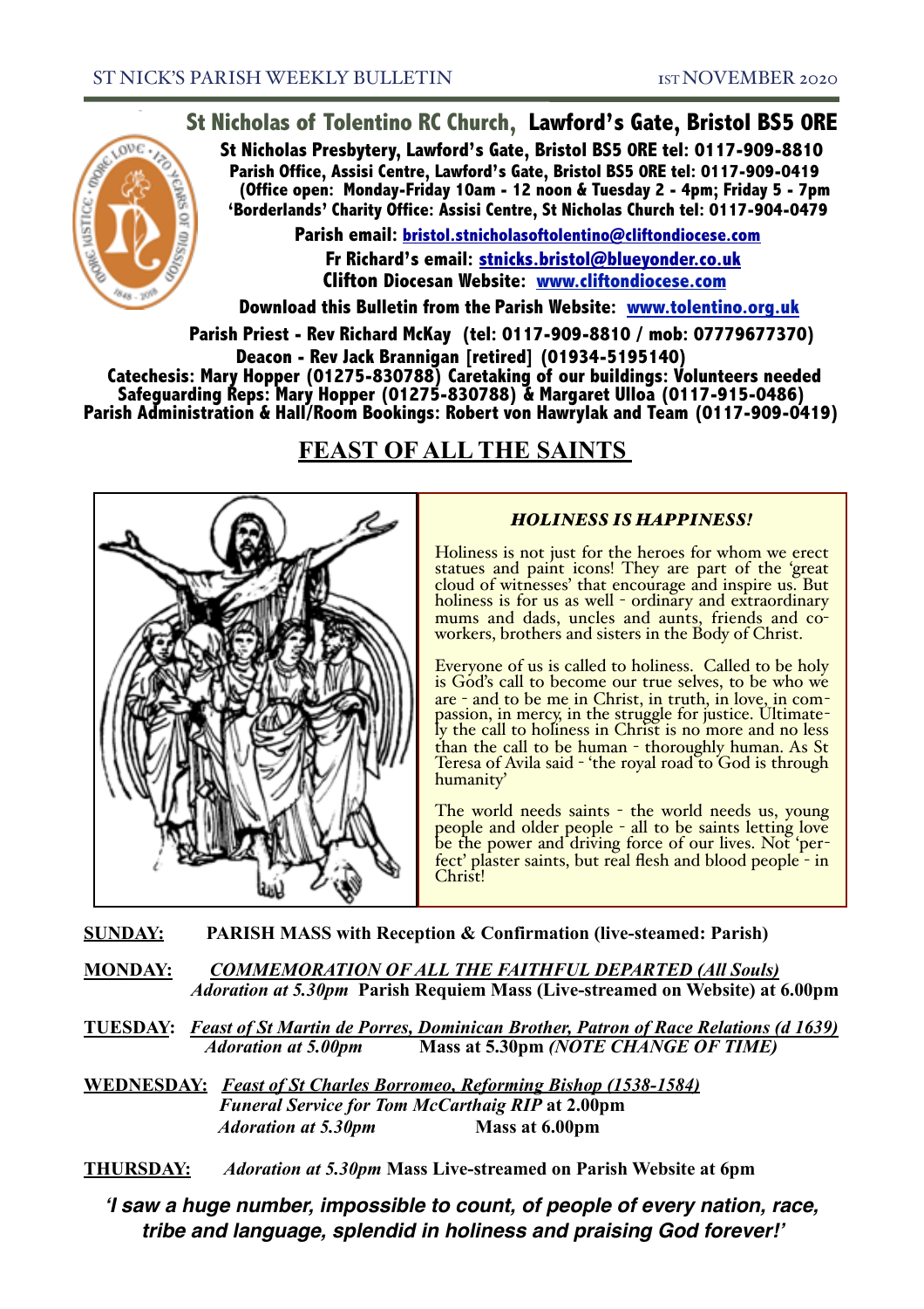# St Nicholas of Tolentino RC Church, Lawford's Gate, Bristol BS5 0RE

**St Nicholas Presbytery, Lawford's Gate, Bristol BS5 0RE tel: 0117-909-8810**
**Parish Office, Assisi Centre, Lawford's Gate, Bristol BS5 0RE tel: 0117-909-0419**
**(Office open: Monday-Friday 10am - 12 noon & Tuesday 2 - 4pm; Friday 5 - 7pm**
**'Borderlands' Charity Office: Assisi Centre, St Nicholas Church tel: 0117-904-0479**

**Parish email: bristol.stnicholasoftolentino@cliftondiocese.com**
**Fr Richard's email: stnicks.bristol@blueyonder.co.uk**
**Clifton Diocesan Website: www.cliftondiocese.com**

**Download this Bulletin from the Parish Website: www.tolentino.org.uk**

**Parish Priest - Rev Richard McKay (tel: 0117-909-8810 / mob: 07779677370)**
**Deacon - Rev Jack Brannigan [retired] (01934-5195140)**
**Catechesis: Mary Hopper (01275-830788) Caretaking of our buildings: Volunteers needed**
**Safeguarding Reps: Mary Hopper (01275-830788) & Margaret Ulloa (0117-915-0486)**
**Parish Administration & Hall/Room Bookings: Robert von Hawrylak and Team (0117-909-0419)**

## FEAST OF ALL THE SAINTS

### *HOLINESS IS HAPPINESS!*

Holiness is not just for the heroes for whom we erect statues and paint icons! They are part of the 'great cloud of witnesses' that encourage and inspire us. But holiness is for us as well - ordinary and extraordinary mums and dads, uncles and aunts, friends and co-workers, brothers and sisters in the Body of Christ.

Everyone of us is called to holiness. Called to be holy is God's call to become our true selves, to be who we are - and to be me in Christ, in truth, in love, in compassion, in mercy, in the struggle for justice. Ultimately the call to holiness in Christ is no more and no less than the call to be human - thoroughly human. As St Teresa of Avila said - 'the royal road to God is through humanity'

The world needs saints - the world needs us, young people and older people - all to be saints letting love be the power and driving force of our lives. Not 'perfect' plaster saints, but real flesh and blood people - in Christ!

**SUNDAY:** **PARISH MASS with Reception & Confirmation (live-steamed: Parish)**

**MONDAY:** ***COMMEMORATION OF ALL THE FAITHFUL DEPARTED (All Souls)***
*Adoration at 5.30pm* **Parish Requiem Mass (Live-streamed on Website) at 6.00pm**

**TUESDAY:** ***Feast of St Martin de Porres, Dominican Brother, Patron of Race Relations (d 1639)***
*Adoration at 5.00pm* **Mass at 5.30pm** ***(NOTE CHANGE OF TIME)***

**WEDNESDAY:** ***Feast of St Charles Borromeo, Reforming Bishop (1538-1584)***
***Funeral Service for Tom McCarthaig RIP*** **at 2.00pm**
*Adoration at 5.30pm* **Mass at 6.00pm**

**THURSDAY:** *Adoration at 5.30pm* **Mass Live-streamed on Parish Website at 6pm**

***'I saw a huge number, impossible to count, of people of every nation, race, tribe and language, splendid in holiness and praising God forever!'***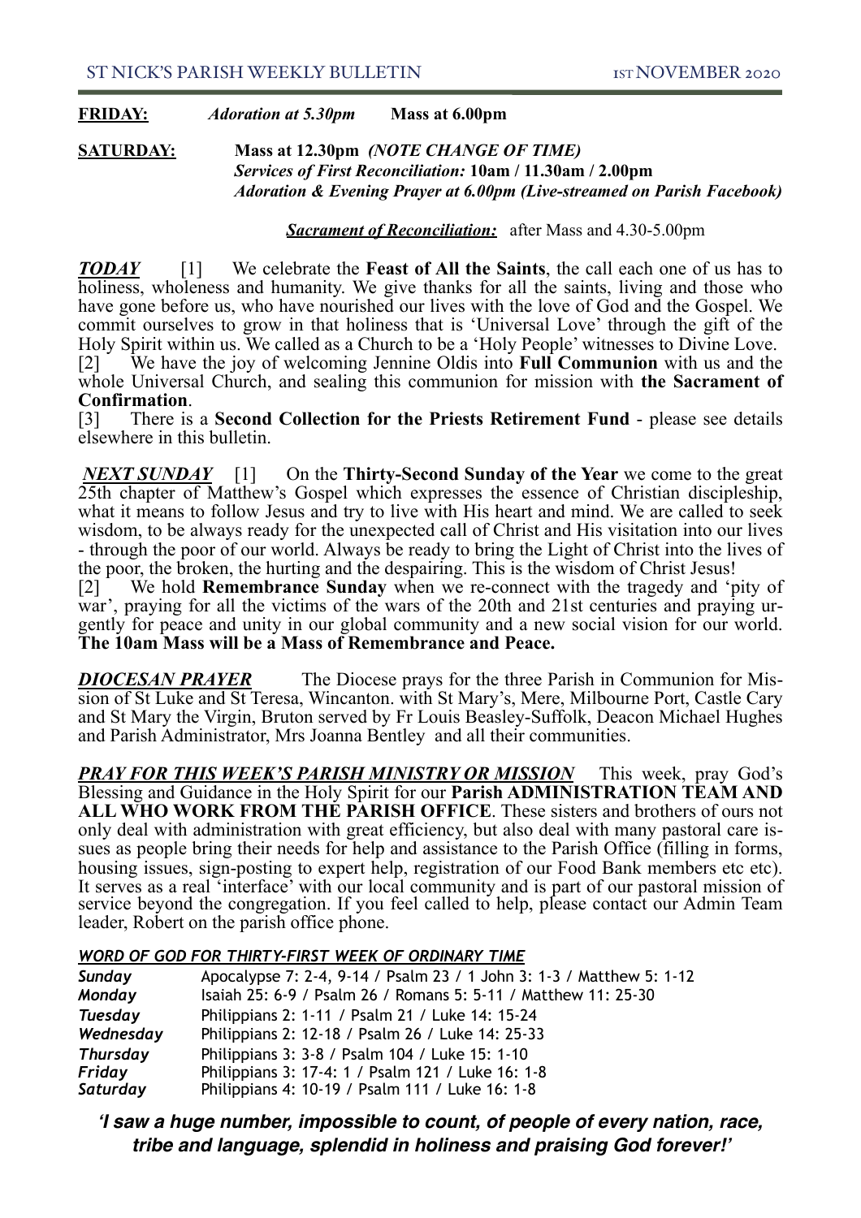**FRIDAY:** *Adoration at 5.30pm* **Mass at 6.00pm**

**SATURDAY:** **Mass at 12.30pm** ***(NOTE CHANGE OF TIME)***
***Services of First Reconciliation:*** **10am / 11.30am / 2.00pm**
***Adoration & Evening Prayer at 6.00pm (Live-streamed on Parish Facebook)***

***Sacrament of Reconciliation:*** after Mass and 4.30-5.00pm

***TODAY*** [1] We celebrate the **Feast of All the Saints**, the call each one of us has to holiness, wholeness and humanity. We give thanks for all the saints, living and those who have gone before us, who have nourished our lives with the love of God and the Gospel. We commit ourselves to grow in that holiness that is 'Universal Love' through the gift of the Holy Spirit within us. We called as a Church to be a 'Holy People' witnesses to Divine Love.
[2] We have the joy of welcoming Jennine Oldis into **Full Communion** with us and the whole Universal Church, and sealing this communion for mission with **the Sacrament of Confirmation**.
[3] There is a **Second Collection for the Priests Retirement Fund** - please see details elsewhere in this bulletin.

***NEXT SUNDAY*** [1] On the **Thirty-Second Sunday of the Year** we come to the great 25th chapter of Matthew's Gospel which expresses the essence of Christian discipleship, what it means to follow Jesus and try to live with His heart and mind. We are called to seek wisdom, to be always ready for the unexpected call of Christ and His visitation into our lives - through the poor of our world. Always be ready to bring the Light of Christ into the lives of the poor, the broken, the hurting and the despairing. This is the wisdom of Christ Jesus!
[2] We hold **Remembrance Sunday** when we re-connect with the tragedy and 'pity of war', praying for all the victims of the wars of the 20th and 21st centuries and praying urgently for peace and unity in our global community and a new social vision for our world. **The 10am Mass will be a Mass of Remembrance and Peace.**

***DIOCESAN PRAYER*** The Diocese prays for the three Parish in Communion for Mission of St Luke and St Teresa, Wincanton. with St Mary's, Mere, Milbourne Port, Castle Cary and St Mary the Virgin, Bruton served by Fr Louis Beasley-Suffolk, Deacon Michael Hughes and Parish Administrator, Mrs Joanna Bentley and all their communities.

***PRAY FOR THIS WEEK'S PARISH MINISTRY OR MISSION*** This week, pray God's Blessing and Guidance in the Holy Spirit for our **Parish ADMINISTRATION TEAM AND ALL WHO WORK FROM THE PARISH OFFICE**. These sisters and brothers of ours not only deal with administration with great efficiency, but also deal with many pastoral care issues as people bring their needs for help and assistance to the Parish Office (filling in forms, housing issues, sign-posting to expert help, registration of our Food Bank members etc etc). It serves as a real 'interface' with our local community and is part of our pastoral mission of service beyond the congregation. If you feel called to help, please contact our Admin Team leader, Robert on the parish office phone.

***WORD OF GOD FOR THIRTY-FIRST WEEK OF ORDINARY TIME***

| | |
|---|---|
| ***Sunday*** | Apocalypse 7: 2-4, 9-14 / Psalm 23 / 1 John 3: 1-3 / Matthew 5: 1-12 |
| ***Monday*** | Isaiah 25: 6-9 / Psalm 26 / Romans 5: 5-11 / Matthew 11: 25-30 |
| ***Tuesday*** | Philippians 2: 1-11 / Psalm 21 / Luke 14: 15-24 |
| ***Wednesday*** | Philippians 2: 12-18 / Psalm 26 / Luke 14: 25-33 |
| ***Thursday*** | Philippians 3: 3-8 / Psalm 104 / Luke 15: 1-10 |
| ***Friday*** | Philippians 3: 17-4: 1 / Psalm 121 / Luke 16: 1-8 |
| ***Saturday*** | Philippians 4: 10-19 / Psalm 111 / Luke 16: 1-8 |

***'I saw a huge number, impossible to count, of people of every nation, race, tribe and language, splendid in holiness and praising God forever!'***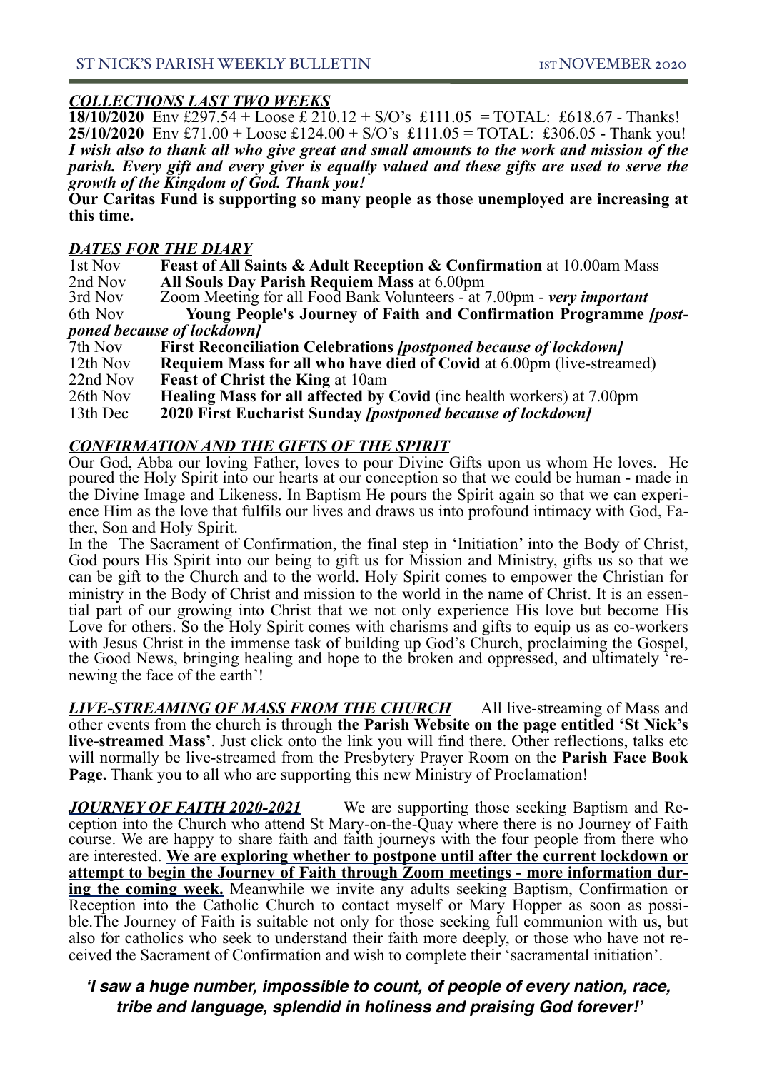### ***COLLECTIONS LAST TWO WEEKS***

**18/10/2020** Env £297.54 + Loose £ 210.12 + S/O's £111.05 = TOTAL: £618.67 - Thanks!
**25/10/2020** Env £71.00 + Loose £124.00 + S/O's £111.05 = TOTAL: £306.05 - Thank you!

***I wish also to thank all who give great and small amounts to the work and mission of the parish. Every gift and every giver is equally valued and these gifts are used to serve the growth of the Kingdom of God. Thank you!***

**Our Caritas Fund is supporting so many people as those unemployed are increasing at this time.**

### ***DATES FOR THE DIARY***

| | |
|---|---|
| 1st Nov | **Feast of All Saints & Adult Reception & Confirmation** at 10.00am Mass |
| 2nd Nov | **All Souls Day Parish Requiem Mass** at 6.00pm |
| 3rd Nov | Zoom Meeting for all Food Bank Volunteers - at 7.00pm - ***very important*** |
| 6th Nov | **Young People's Journey of Faith and Confirmation Programme *[postponed because of lockdown]*** |
| 7th Nov | **First Reconciliation Celebrations *[postponed because of lockdown]*** |
| 12th Nov | **Requiem Mass for all who have died of Covid** at 6.00pm (live-streamed) |
| 22nd Nov | **Feast of Christ the King** at 10am |
| 26th Nov | **Healing Mass for all affected by Covid** (inc health workers) at 7.00pm |
| 13th Dec | **2020 First Eucharist Sunday *[postponed because of lockdown]*** |

### ***CONFIRMATION AND THE GIFTS OF THE SPIRIT***

Our God, Abba our loving Father, loves to pour Divine Gifts upon us whom He loves. He poured the Holy Spirit into our hearts at our conception so that we could be human - made in the Divine Image and Likeness. In Baptism He pours the Spirit again so that we can experience Him as the love that fulfils our lives and draws us into profound intimacy with God, Father, Son and Holy Spirit.

In the The Sacrament of Confirmation, the final step in 'Initiation' into the Body of Christ, God pours His Spirit into our being to gift us for Mission and Ministry, gifts us so that we can be gift to the Church and to the world. Holy Spirit comes to empower the Christian for ministry in the Body of Christ and mission to the world in the name of Christ. It is an essential part of our growing into Christ that we not only experience His love but become His Love for others. So the Holy Spirit comes with charisms and gifts to equip us as co-workers with Jesus Christ in the immense task of building up God's Church, proclaiming the Gospel, the Good News, bringing healing and hope to the broken and oppressed, and ultimately 'renewing the face of the earth'!

***LIVE-STREAMING OF MASS FROM THE CHURCH*** All live-streaming of Mass and other events from the church is through **the Parish Website on the page entitled 'St Nick's live-streamed Mass'**. Just click onto the link you will find there. Other reflections, talks etc will normally be live-streamed from the Presbytery Prayer Room on the **Parish Face Book Page.** Thank you to all who are supporting this new Ministry of Proclamation!

***JOURNEY OF FAITH 2020-2021*** We are supporting those seeking Baptism and Reception into the Church who attend St Mary-on-the-Quay where there is no Journey of Faith course. We are happy to share faith and faith journeys with the four people from there who are interested. **We are exploring whether to postpone until after the current lockdown or attempt to begin the Journey of Faith through Zoom meetings - more information during the coming week.** Meanwhile we invite any adults seeking Baptism, Confirmation or Reception into the Catholic Church to contact myself or Mary Hopper as soon as possible.The Journey of Faith is suitable not only for those seeking full communion with us, but also for catholics who seek to understand their faith more deeply, or those who have not received the Sacrament of Confirmation and wish to complete their 'sacramental initiation'.

***'I saw a huge number, impossible to count, of people of every nation, race, tribe and language, splendid in holiness and praising God forever!'***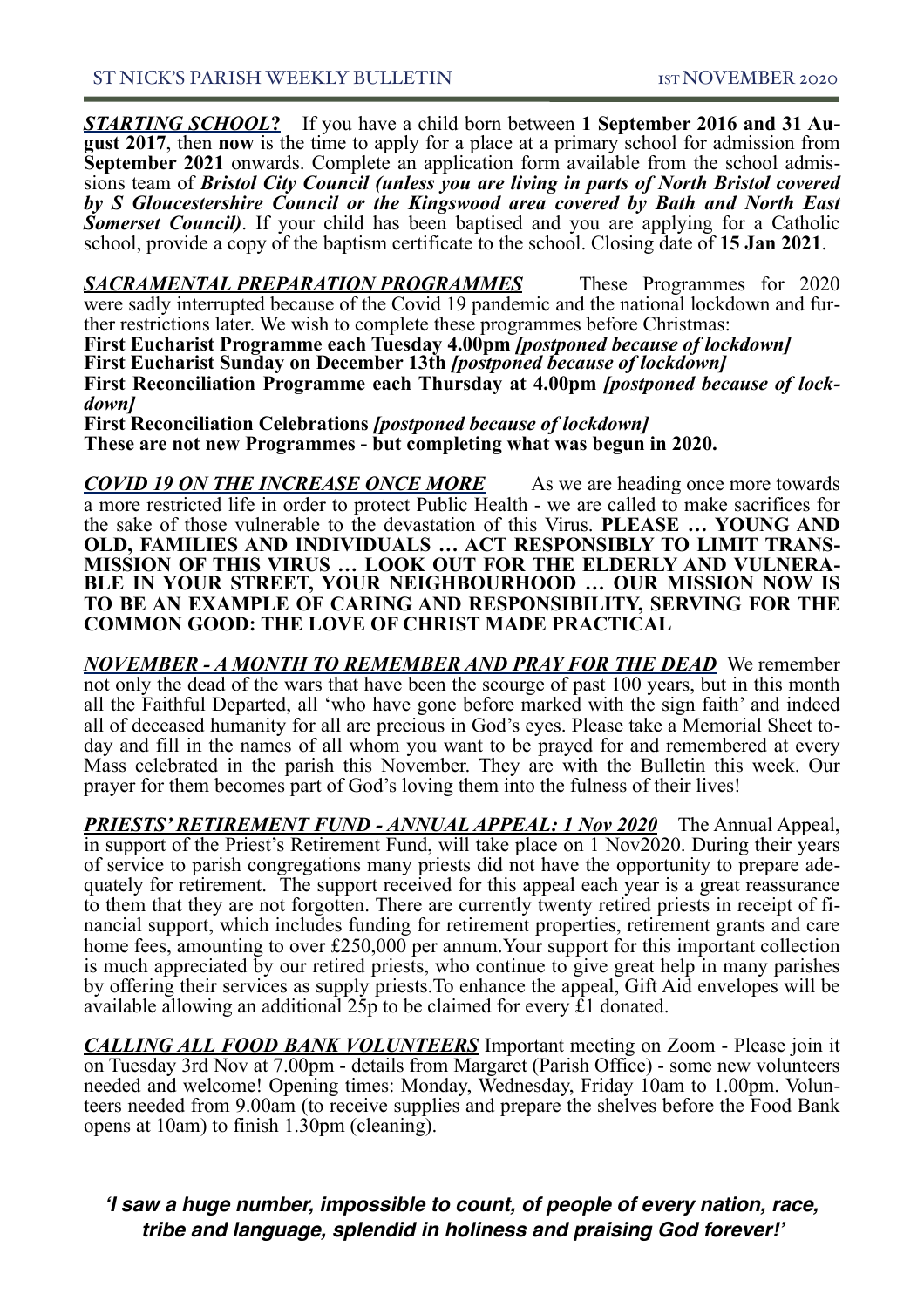***STARTING SCHOOL?*** If you have a child born between **1 September 2016 and 31 August 2017**, then **now** is the time to apply for a place at a primary school for admission from **September 2021** onwards. Complete an application form available from the school admissions team of ***Bristol City Council (unless you are living in parts of North Bristol covered by S Gloucestershire Council or the Kingswood area covered by Bath and North East Somerset Council)***. If your child has been baptised and you are applying for a Catholic school, provide a copy of the baptism certificate to the school. Closing date of **15 Jan 2021**.

***SACRAMENTAL PREPARATION PROGRAMMES*** These Programmes for 2020 were sadly interrupted because of the Covid 19 pandemic and the national lockdown and further restrictions later. We wish to complete these programmes before Christmas:

**First Eucharist Programme each Tuesday 4.00pm *[postponed because of lockdown]***
**First Eucharist Sunday on December 13th *[postponed because of lockdown]***
**First Reconciliation Programme each Thursday at 4.00pm *[postponed because of lockdown]***
**First Reconciliation Celebrations *[postponed because of lockdown]***
**These are not new Programmes - but completing what was begun in 2020.**

***COVID 19 ON THE INCREASE ONCE MORE*** As we are heading once more towards a more restricted life in order to protect Public Health - we are called to make sacrifices for the sake of those vulnerable to the devastation of this Virus. **PLEASE … YOUNG AND OLD, FAMILIES AND INDIVIDUALS … ACT RESPONSIBLY TO LIMIT TRANSMISSION OF THIS VIRUS … LOOK OUT FOR THE ELDERLY AND VULNERABLE IN YOUR STREET, YOUR NEIGHBOURHOOD … OUR MISSION NOW IS TO BE AN EXAMPLE OF CARING AND RESPONSIBILITY, SERVING FOR THE COMMON GOOD: THE LOVE OF CHRIST MADE PRACTICAL**

***NOVEMBER - A MONTH TO REMEMBER AND PRAY FOR THE DEAD*** We remember not only the dead of the wars that have been the scourge of past 100 years, but in this month all the Faithful Departed, all 'who have gone before marked with the sign faith' and indeed all of deceased humanity for all are precious in God's eyes. Please take a Memorial Sheet today and fill in the names of all whom you want to be prayed for and remembered at every Mass celebrated in the parish this November. They are with the Bulletin this week. Our prayer for them becomes part of God's loving them into the fulness of their lives!

***PRIESTS' RETIREMENT FUND - ANNUAL APPEAL: 1 Nov 2020*** The Annual Appeal, in support of the Priest's Retirement Fund, will take place on 1 Nov2020. During their years of service to parish congregations many priests did not have the opportunity to prepare adequately for retirement. The support received for this appeal each year is a great reassurance to them that they are not forgotten. There are currently twenty retired priests in receipt of financial support, which includes funding for retirement properties, retirement grants and care home fees, amounting to over £250,000 per annum.Your support for this important collection is much appreciated by our retired priests, who continue to give great help in many parishes by offering their services as supply priests.To enhance the appeal, Gift Aid envelopes will be available allowing an additional 25p to be claimed for every £1 donated.

***CALLING ALL FOOD BANK VOLUNTEERS*** Important meeting on Zoom - Please join it on Tuesday 3rd Nov at 7.00pm - details from Margaret (Parish Office) - some new volunteers needed and welcome! Opening times: Monday, Wednesday, Friday 10am to 1.00pm. Volunteers needed from 9.00am (to receive supplies and prepare the shelves before the Food Bank opens at 10am) to finish 1.30pm (cleaning).

***'I saw a huge number, impossible to count, of people of every nation, race, tribe and language, splendid in holiness and praising God forever!'***